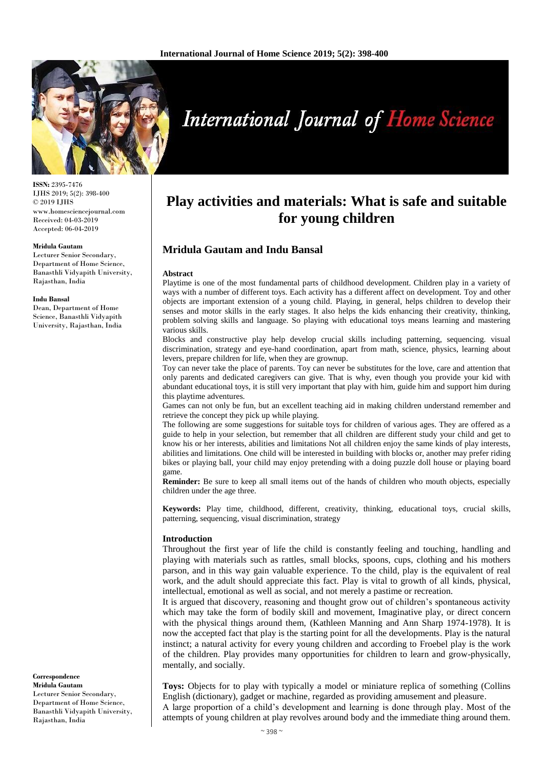ISSN: 2395-7476
IJHS 2019; 5(2): 398-400
© 2019 IJHS
www.homesciencejournal.com
Received: 04-03-2019
Accepted: 06-04-2019

**Mridula Gautam**
Lecturer Senior Secondary, Department of Home Science, Banasthli Vidyapith University, Rajasthan, India

**Indu Bansal**
Dean, Department of Home Science, Banasthli Vidyapith University, Rajasthan, India

**Correspondence**
**Mridula Gautam**
Lecturer Senior Secondary, Department of Home Science, Banasthli Vidyapith University, Rajasthan, India

# Play activities and materials: What is safe and suitable for young children

## Mridula Gautam and Indu Bansal

### Abstract

Playtime is one of the most fundamental parts of childhood development. Children play in a variety of ways with a number of different toys. Each activity has a different affect on development. Toy and other objects are important extension of a young child. Playing, in general, helps children to develop their senses and motor skills in the early stages. It also helps the kids enhancing their creativity, thinking, problem solving skills and language. So playing with educational toys means learning and mastering various skills.

Blocks and constructive play help develop crucial skills including patterning, sequencing. visual discrimination, strategy and eye-hand coordination, apart from math, science, physics, learning about levers, prepare children for life, when they are grownup.

Toy can never take the place of parents. Toy can never be substitutes for the love, care and attention that only parents and dedicated caregivers can give. That is why, even though you provide your kid with abundant educational toys, it is still very important that play with him, guide him and support him during this playtime adventures.

Games can not only be fun, but an excellent teaching aid in making children understand remember and retrieve the concept they pick up while playing.

The following are some suggestions for suitable toys for children of various ages. They are offered as a guide to help in your selection, but remember that all children are different study your child and get to know his or her interests, abilities and limitations Not all children enjoy the same kinds of play interests, abilities and limitations. One child will be interested in building with blocks or, another may prefer riding bikes or playing ball, your child may enjoy pretending with a doing puzzle doll house or playing board game.

**Reminder:** Be sure to keep all small items out of the hands of children who mouth objects, especially children under the age three.

**Keywords:** Play time, childhood, different, creativity, thinking, educational toys, crucial skills, patterning, sequencing, visual discrimination, strategy

### Introduction

Throughout the first year of life the child is constantly feeling and touching, handling and playing with materials such as rattles, small blocks, spoons, cups, clothing and his mothers parson, and in this way gain valuable experience. To the child, play is the equivalent of real work, and the adult should appreciate this fact. Play is vital to growth of all kinds, physical, intellectual, emotional as well as social, and not merely a pastime or recreation.

It is argued that discovery, reasoning and thought grow out of children's spontaneous activity which may take the form of bodily skill and movement, Imaginative play, or direct concern with the physical things around them, (Kathleen Manning and Ann Sharp 1974-1978). It is now the accepted fact that play is the starting point for all the developments. Play is the natural instinct; a natural activity for every young children and according to Froebel play is the work of the children. Play provides many opportunities for children to learn and grow-physically, mentally, and socially.

**Toys:** Objects for to play with typically a model or miniature replica of something (Collins English (dictionary), gadget or machine, regarded as providing amusement and pleasure.

A large proportion of a child's development and learning is done through play. Most of the attempts of young children at play revolves around body and the immediate thing around them.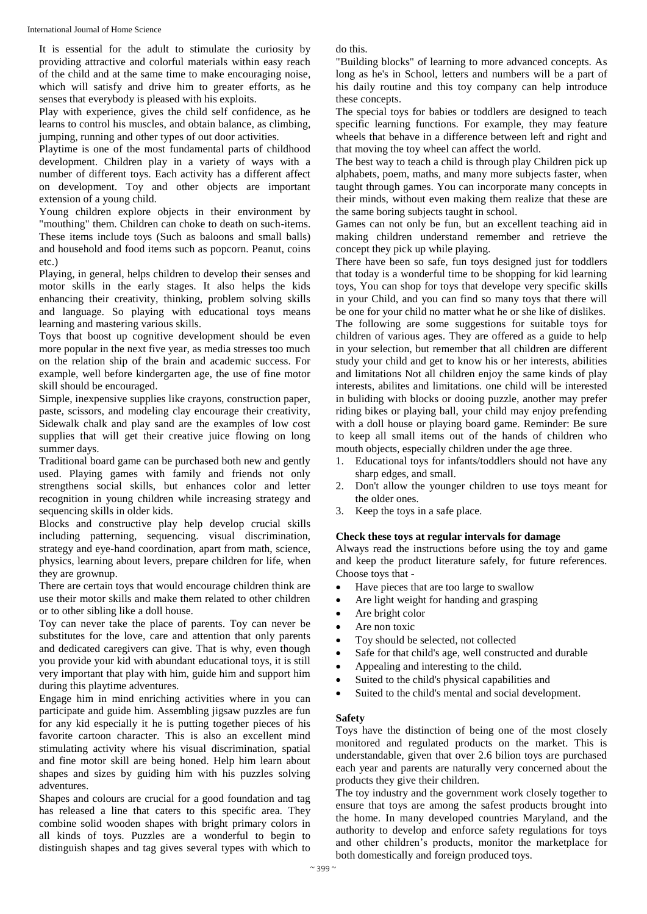It is essential for the adult to stimulate the curiosity by providing attractive and colorful materials within easy reach of the child and at the same time to make encouraging noise, which will satisfy and drive him to greater efforts, as he senses that everybody is pleased with his exploits.

Play with experience, gives the child self confidence, as he learns to control his muscles, and obtain balance, as climbing, jumping, running and other types of out door activities.

Playtime is one of the most fundamental parts of childhood development. Children play in a variety of ways with a number of different toys. Each activity has a different affect on development. Toy and other objects are important extension of a young child.

Young children explore objects in their environment by "mouthing" them. Children can choke to death on such-items. These items include toys (Such as baloons and small balls) and household and food items such as popcorn. Peanut, coins etc.)

Playing, in general, helps children to develop their senses and motor skills in the early stages. It also helps the kids enhancing their creativity, thinking, problem solving skills and language. So playing with educational toys means learning and mastering various skills.

Toys that boost up cognitive development should be even more popular in the next five year, as media stresses too much on the relation ship of the brain and academic success. For example, well before kindergarten age, the use of fine motor skill should be encouraged.

Simple, inexpensive supplies like crayons, construction paper, paste, scissors, and modeling clay encourage their creativity, Sidewalk chalk and play sand are the examples of low cost supplies that will get their creative juice flowing on long summer days.

Traditional board game can be purchased both new and gently used. Playing games with family and friends not only strengthens social skills, but enhances color and letter recognition in young children while increasing strategy and sequencing skills in older kids.

Blocks and constructive play help develop crucial skills including patterning, sequencing. visual discrimination, strategy and eye-hand coordination, apart from math, science, physics, learning about levers, prepare children for life, when they are grownup.

There are certain toys that would encourage children think are use their motor skills and make them related to other children or to other sibling like a doll house.

Toy can never take the place of parents. Toy can never be substitutes for the love, care and attention that only parents and dedicated caregivers can give. That is why, even though you provide your kid with abundant educational toys, it is still very important that play with him, guide him and support him during this playtime adventures.

Engage him in mind enriching activities where in you can participate and guide him. Assembling jigsaw puzzles are fun for any kid especially it he is putting together pieces of his favorite cartoon character. This is also an excellent mind stimulating activity where his visual discrimination, spatial and fine motor skill are being honed. Help him learn about shapes and sizes by guiding him with his puzzles solving adventures.

Shapes and colours are crucial for a good foundation and tag has released a line that caters to this specific area. They combine solid wooden shapes with bright primary colors in all kinds of toys. Puzzles are a wonderful to begin to distinguish shapes and tag gives several types with which to do this.

"Building blocks" of learning to more advanced concepts. As long as he's in School, letters and numbers will be a part of his daily routine and this toy company can help introduce these concepts.

The special toys for babies or toddlers are designed to teach specific learning functions. For example, they may feature wheels that behave in a difference between left and right and that moving the toy wheel can affect the world.

The best way to teach a child is through play Children pick up alphabets, poem, maths, and many more subjects faster, when taught through games. You can incorporate many concepts in their minds, without even making them realize that these are the same boring subjects taught in school.

Games can not only be fun, but an excellent teaching aid in making children understand remember and retrieve the concept they pick up while playing.

There have been so safe, fun toys designed just for toddlers that today is a wonderful time to be shopping for kid learning toys, You can shop for toys that develope very specific skills in your Child, and you can find so many toys that there will be one for your child no matter what he or she like of dislikes.

The following are some suggestions for suitable toys for children of various ages. They are offered as a guide to help in your selection, but remember that all children are different study your child and get to know his or her interests, abilities and limitations Not all children enjoy the same kinds of play interests, abilites and limitations. one child will be interested in buliding with blocks or dooing puzzle, another may prefer riding bikes or playing ball, your child may enjoy prefending with a doll house or playing board game. Reminder: Be sure to keep all small items out of the hands of children who mouth objects, especially children under the age three.

1. Educational toys for infants/toddlers should not have any sharp edges, and small.
2. Don't allow the younger children to use toys meant for the older ones.
3. Keep the toys in a safe place.

### Check these toys at regular intervals for damage

Always read the instructions before using the toy and game and keep the product literature safely, for future references. Choose toys that -

- Have pieces that are too large to swallow
- Are light weight for handing and grasping
- Are bright color
- Are non toxic
- Toy should be selected, not collected
- Safe for that child's age, well constructed and durable
- Appealing and interesting to the child.
- Suited to the child's physical capabilities and
- Suited to the child's mental and social development.

### Safety

Toys have the distinction of being one of the most closely monitored and regulated products on the market. This is understandable, given that over 2.6 bilion toys are purchased each year and parents are naturally very concerned about the products they give their children.

The toy industry and the government work closely together to ensure that toys are among the safest products brought into the home. In many developed countries Maryland, and the authority to develop and enforce safety regulations for toys and other children's products, monitor the marketplace for both domestically and foreign produced toys.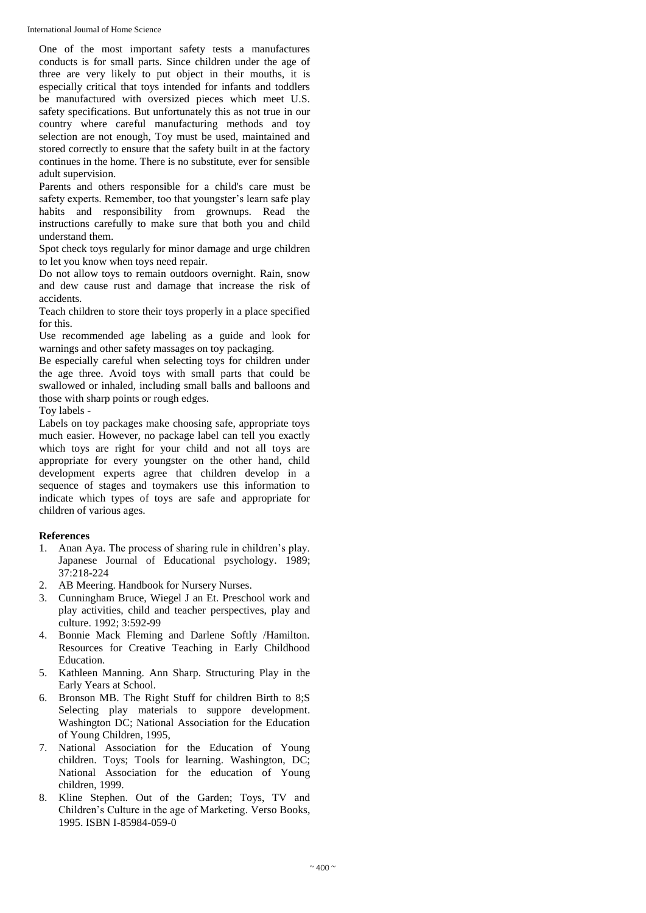One of the most important safety tests a manufactures conducts is for small parts. Since children under the age of three are very likely to put object in their mouths, it is especially critical that toys intended for infants and toddlers be manufactured with oversized pieces which meet U.S. safety specifications. But unfortunately this as not true in our country where careful manufacturing methods and toy selection are not enough, Toy must be used, maintained and stored correctly to ensure that the safety built in at the factory continues in the home. There is no substitute, ever for sensible adult supervision.

Parents and others responsible for a child's care must be safety experts. Remember, too that youngster's learn safe play habits and responsibility from grownups. Read the instructions carefully to make sure that both you and child understand them.

Spot check toys regularly for minor damage and urge children to let you know when toys need repair.

Do not allow toys to remain outdoors overnight. Rain, snow and dew cause rust and damage that increase the risk of accidents.

Teach children to store their toys properly in a place specified for this.

Use recommended age labeling as a guide and look for warnings and other safety massages on toy packaging.

Be especially careful when selecting toys for children under the age three. Avoid toys with small parts that could be swallowed or inhaled, including small balls and balloons and those with sharp points or rough edges.

Toy labels -

Labels on toy packages make choosing safe, appropriate toys much easier. However, no package label can tell you exactly which toys are right for your child and not all toys are appropriate for every youngster on the other hand, child development experts agree that children develop in a sequence of stages and toymakers use this information to indicate which types of toys are safe and appropriate for children of various ages.

## References

1. Anan Aya. The process of sharing rule in children's play. Japanese Journal of Educational psychology. 1989; 37:218-224
2. AB Meering. Handbook for Nursery Nurses.
3. Cunningham Bruce, Wiegel J an Et. Preschool work and play activities, child and teacher perspectives, play and culture. 1992; 3:592-99
4. Bonnie Mack Fleming and Darlene Softly /Hamilton. Resources for Creative Teaching in Early Childhood Education.
5. Kathleen Manning. Ann Sharp. Structuring Play in the Early Years at School.
6. Bronson MB. The Right Stuff for children Birth to 8;S Selecting play materials to suppore development. Washington DC; National Association for the Education of Young Children, 1995,
7. National Association for the Education of Young children. Toys; Tools for learning. Washington, DC; National Association for the education of Young children, 1999.
8. Kline Stephen. Out of the Garden; Toys, TV and Children's Culture in the age of Marketing. Verso Books, 1995. ISBN I-85984-059-0